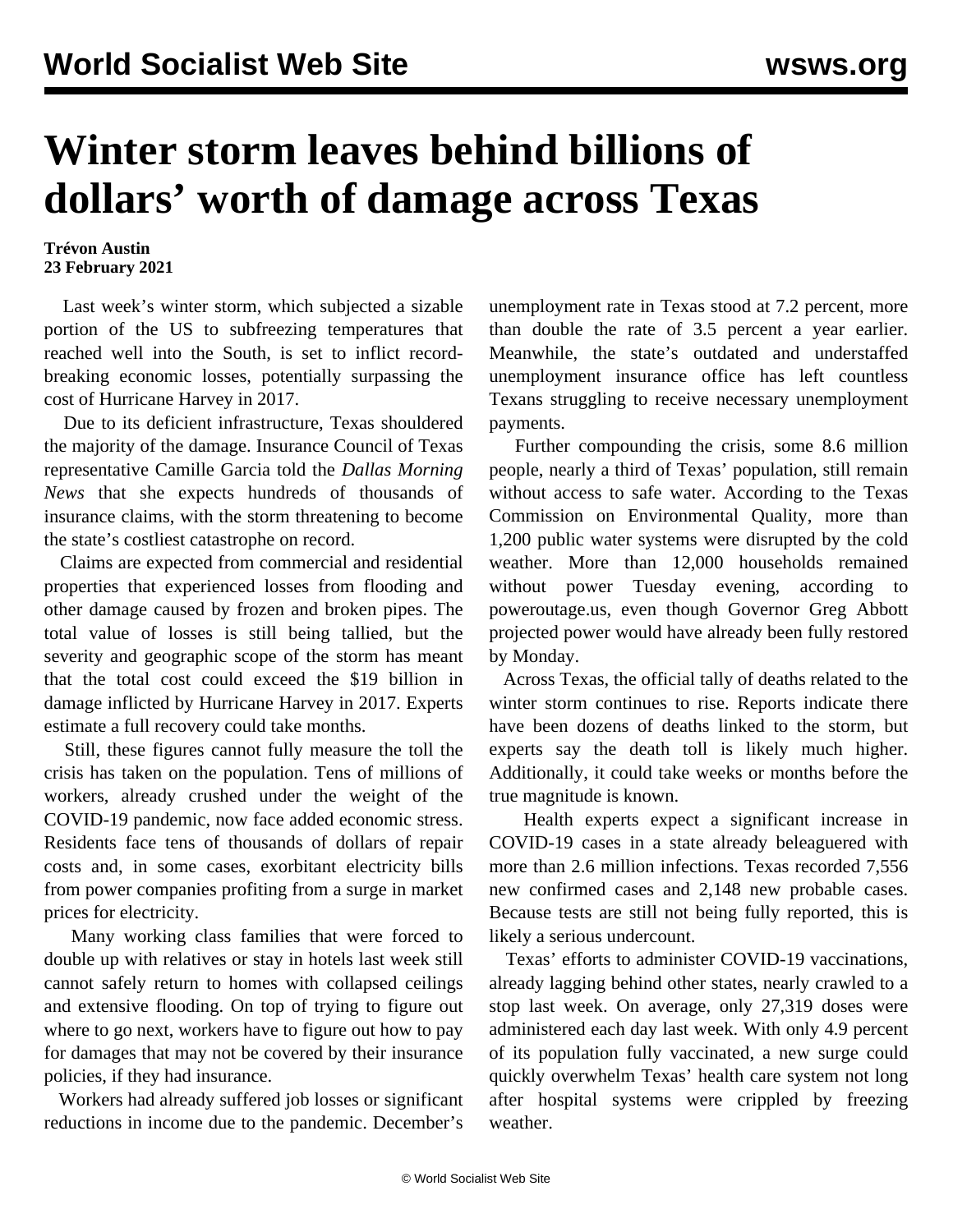# Winter storm leaves behind billions of dollars' worth of damage across Texas

**Trévon Austin**
**23 February 2021**

Last week's winter storm, which subjected a sizable portion of the US to subfreezing temperatures that reached well into the South, is set to inflict record-breaking economic losses, potentially surpassing the cost of Hurricane Harvey in 2017.

Due to its deficient infrastructure, Texas shouldered the majority of the damage. Insurance Council of Texas representative Camille Garcia told the *Dallas Morning News* that she expects hundreds of thousands of insurance claims, with the storm threatening to become the state's costliest catastrophe on record.

Claims are expected from commercial and residential properties that experienced losses from flooding and other damage caused by frozen and broken pipes. The total value of losses is still being tallied, but the severity and geographic scope of the storm has meant that the total cost could exceed the $19 billion in damage inflicted by Hurricane Harvey in 2017. Experts estimate a full recovery could take months.

Still, these figures cannot fully measure the toll the crisis has taken on the population. Tens of millions of workers, already crushed under the weight of the COVID-19 pandemic, now face added economic stress. Residents face tens of thousands of dollars of repair costs and, in some cases, exorbitant electricity bills from power companies profiting from a surge in market prices for electricity.

Many working class families that were forced to double up with relatives or stay in hotels last week still cannot safely return to homes with collapsed ceilings and extensive flooding. On top of trying to figure out where to go next, workers have to figure out how to pay for damages that may not be covered by their insurance policies, if they had insurance.

Workers had already suffered job losses or significant reductions in income due to the pandemic. December's unemployment rate in Texas stood at 7.2 percent, more than double the rate of 3.5 percent a year earlier. Meanwhile, the state's outdated and understaffed unemployment insurance office has left countless Texans struggling to receive necessary unemployment payments.

Further compounding the crisis, some 8.6 million people, nearly a third of Texas' population, still remain without access to safe water. According to the Texas Commission on Environmental Quality, more than 1,200 public water systems were disrupted by the cold weather. More than 12,000 households remained without power Tuesday evening, according to poweroutage.us, even though Governor Greg Abbott projected power would have already been fully restored by Monday.

Across Texas, the official tally of deaths related to the winter storm continues to rise. Reports indicate there have been dozens of deaths linked to the storm, but experts say the death toll is likely much higher. Additionally, it could take weeks or months before the true magnitude is known.

Health experts expect a significant increase in COVID-19 cases in a state already beleaguered with more than 2.6 million infections. Texas recorded 7,556 new confirmed cases and 2,148 new probable cases. Because tests are still not being fully reported, this is likely a serious undercount.

Texas' efforts to administer COVID-19 vaccinations, already lagging behind other states, nearly crawled to a stop last week. On average, only 27,319 doses were administered each day last week. With only 4.9 percent of its population fully vaccinated, a new surge could quickly overwhelm Texas' health care system not long after hospital systems were crippled by freezing weather.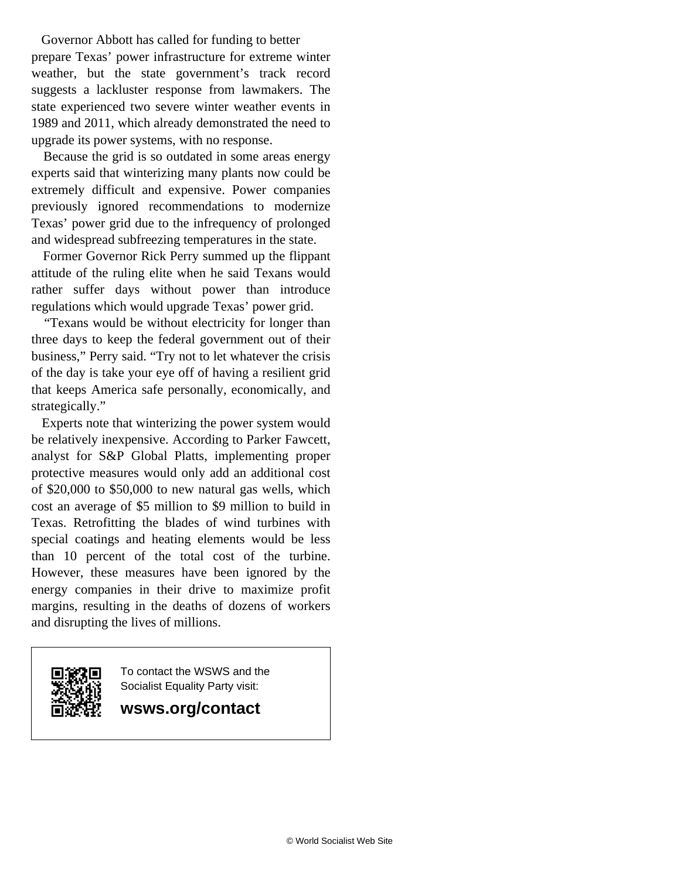Governor Abbott has called for funding to better prepare Texas' power infrastructure for extreme winter weather, but the state government's track record suggests a lackluster response from lawmakers. The state experienced two severe winter weather events in 1989 and 2011, which already demonstrated the need to upgrade its power systems, with no response.

Because the grid is so outdated in some areas energy experts said that winterizing many plants now could be extremely difficult and expensive. Power companies previously ignored recommendations to modernize Texas' power grid due to the infrequency of prolonged and widespread subfreezing temperatures in the state.

Former Governor Rick Perry summed up the flippant attitude of the ruling elite when he said Texans would rather suffer days without power than introduce regulations which would upgrade Texas' power grid.

"Texans would be without electricity for longer than three days to keep the federal government out of their business," Perry said. "Try not to let whatever the crisis of the day is take your eye off of having a resilient grid that keeps America safe personally, economically, and strategically."

Experts note that winterizing the power system would be relatively inexpensive. According to Parker Fawcett, analyst for S&P Global Platts, implementing proper protective measures would only add an additional cost of $20,000 to $50,000 to new natural gas wells, which cost an average of $5 million to $9 million to build in Texas. Retrofitting the blades of wind turbines with special coatings and heating elements would be less than 10 percent of the total cost of the turbine. However, these measures have been ignored by the energy companies in their drive to maximize profit margins, resulting in the deaths of dozens of workers and disrupting the lives of millions.

To contact the WSWS and the Socialist Equality Party visit:

**wsws.org/contact**